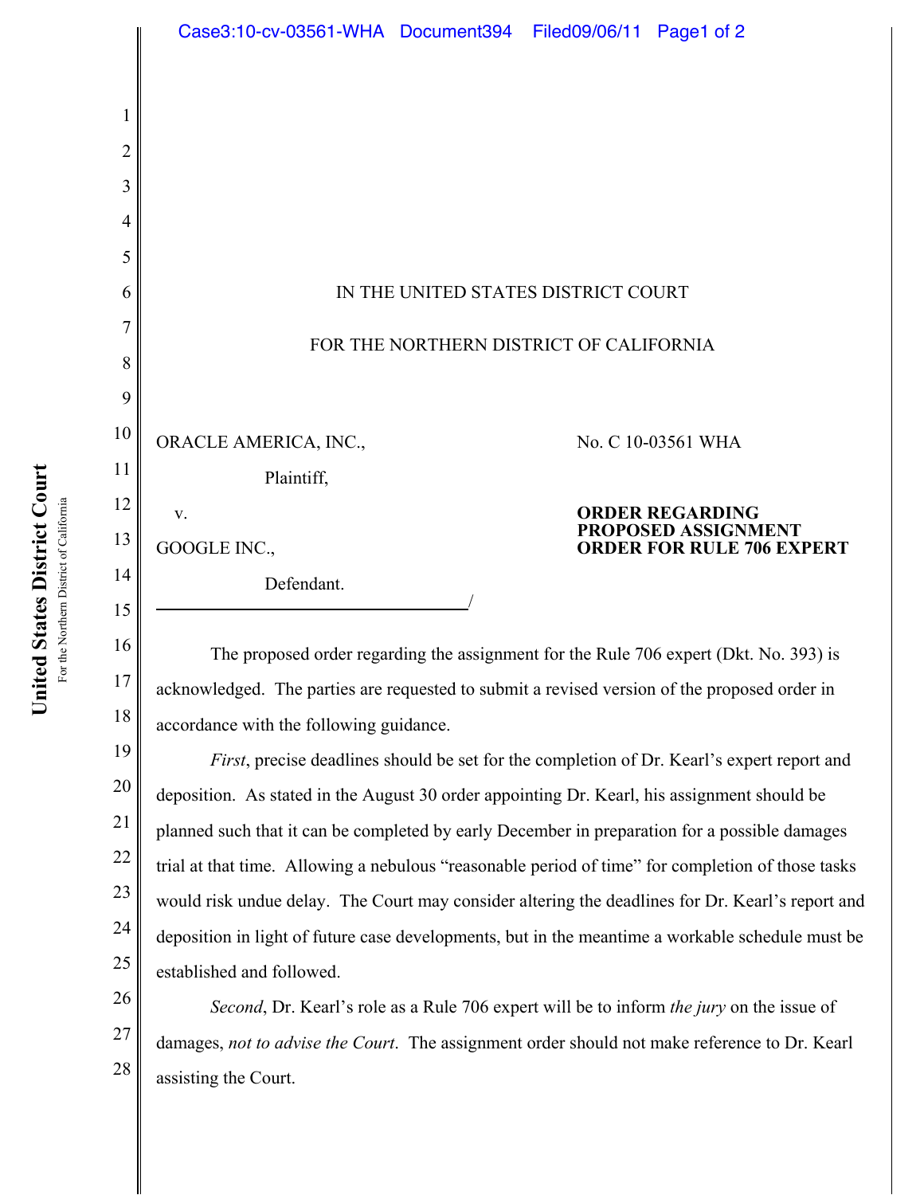IN THE UNITED STATES DISTRICT COURT

FOR THE NORTHERN DISTRICT OF CALIFORNIA

ORACLE AMERICA, INC.,

Plaintiff,

v.

GOOGLE INC.,

Defendant.

No. C 10-03561 WHA

**ORDER REGARDING PROPOSED ASSIGNMENT ORDER FOR RULE 706 EXPERT**

The proposed order regarding the assignment for the Rule 706 expert (Dkt. No. 393) is acknowledged. The parties are requested to submit a revised version of the proposed order in accordance with the following guidance.

*First*, precise deadlines should be set for the completion of Dr. Kearl's expert report and deposition. As stated in the August 30 order appointing Dr. Kearl, his assignment should be planned such that it can be completed by early December in preparation for a possible damages trial at that time. Allowing a nebulous "reasonable period of time" for completion of those tasks would risk undue delay. The Court may consider altering the deadlines for Dr. Kearl's report and deposition in light of future case developments, but in the meantime a workable schedule must be established and followed.

*Second*, Dr. Kearl's role as a Rule 706 expert will be to inform *the jury* on the issue of damages, *not to advise the Court*. The assignment order should not make reference to Dr. Kearl assisting the Court.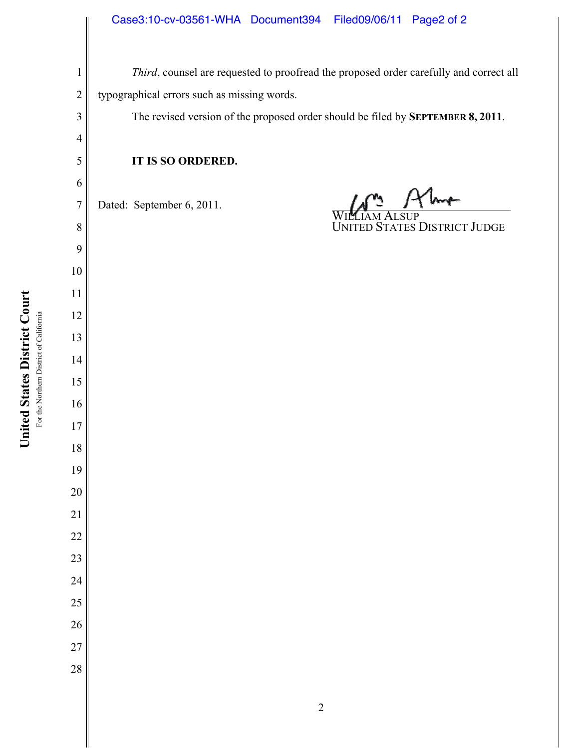*Third*, counsel are requested to proofread the proposed order carefully and correct all typographical errors such as missing words.

The revised version of the proposed order should be filed by **SEPTEMBER 8, 2011**.

**IT IS SO ORDERED.**

Dated: September 6, 2011.

WILLIAM ALSUP
UNITED STATES DISTRICT JUDGE